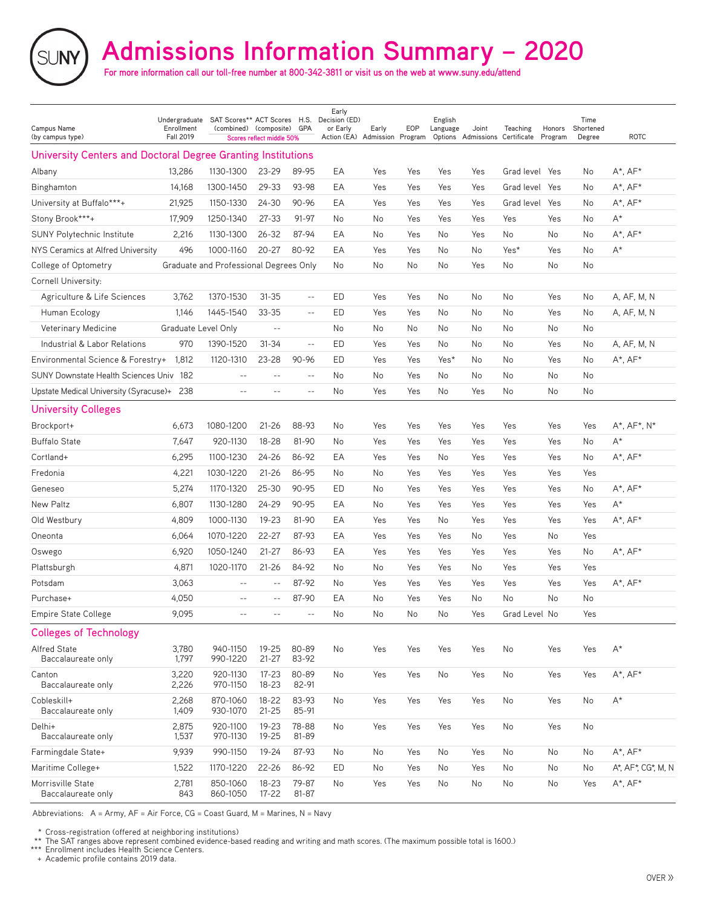# Admissions Information Summary – 2020

**For more information call our toll-free number at 800-342-3811 or visit us on the web at www.suny.edu/attend**

| Campus Name (by campus type) | Undergraduate Enrollment Fall 2019 | SAT Scores** (combined) | ACT Scores (composite) | H.S. GPA | Early Decision (ED) or Early Action (EA) | Early Admission | EOP Program | English Language Options | Joint Admissions | Teaching Certificate | Honors Program | Time Shortened Degree | ROTC |
|---|---|---|---|---|---|---|---|---|---|---|---|---|---|
| | | Scores reflect middle 50% | | | | | | | | | | | |
| **University Centers and Doctoral Degree Granting Institutions** | | | | | | | | | | | | | |
| Albany | 13,286 | 1130-1300 | 23-29 | 89-95 | EA | Yes | Yes | Yes | Yes | Grad level | Yes | No | A*, AF* |
| Binghamton | 14,168 | 1300-1450 | 29-33 | 93-98 | EA | Yes | Yes | Yes | Yes | Grad level | Yes | No | A*, AF* |
| University at Buffalo***+ | 21,925 | 1150-1330 | 24-30 | 90-96 | EA | Yes | Yes | Yes | Yes | Grad level | Yes | No | A*, AF* |
| Stony Brook***+ | 17,909 | 1250-1340 | 27-33 | 91-97 | No | No | Yes | Yes | Yes | Yes | Yes | No | A* |
| SUNY Polytechnic Institute | 2,216 | 1130-1300 | 26-32 | 87-94 | EA | No | Yes | No | Yes | No | No | No | A*, AF* |
| NYS Ceramics at Alfred University | 496 | 1000-1160 | 20-27 | 80-92 | EA | Yes | Yes | No | No | Yes* | Yes | No | A* |
| College of Optometry | Graduate and Professional Degrees Only | | | | No | No | No | No | Yes | No | No | No | |
| Cornell University: | | | | | | | | | | | | | |
| Agriculture & Life Sciences | 3,762 | 1370-1530 | 31-35 | -- | ED | Yes | Yes | No | No | No | Yes | No | A, AF, M, N |
| Human Ecology | 1,146 | 1445-1540 | 33-35 | -- | ED | Yes | Yes | No | No | No | Yes | No | A, AF, M, N |
| Veterinary Medicine | Graduate Level Only | | -- | | No | No | No | No | No | No | No | No | |
| Industrial & Labor Relations | 970 | 1390-1520 | 31-34 | -- | ED | Yes | Yes | No | No | No | Yes | No | A, AF, M, N |
| Environmental Science & Forestry+ | 1,812 | 1120-1310 | 23-28 | 90-96 | ED | Yes | Yes | Yes* | No | No | Yes | No | A*, AF* |
| SUNY Downstate Health Sciences Univ | 182 | -- | -- | -- | No | No | Yes | No | No | No | No | No | |
| Upstate Medical University (Syracuse)+ | 238 | -- | -- | -- | No | Yes | Yes | No | Yes | No | No | No | |
| **University Colleges** | | | | | | | | | | | | | |
| Brockport+ | 6,673 | 1080-1200 | 21-26 | 88-93 | No | Yes | Yes | Yes | Yes | Yes | Yes | Yes | A*, AF*, N* |
| Buffalo State | 7,647 | 920-1130 | 18-28 | 81-90 | No | Yes | Yes | Yes | Yes | Yes | Yes | No | A* |
| Cortland+ | 6,295 | 1100-1230 | 24-26 | 86-92 | EA | Yes | Yes | No | Yes | Yes | Yes | No | A*, AF* |
| Fredonia | 4,221 | 1030-1220 | 21-26 | 86-95 | No | No | Yes | Yes | Yes | Yes | Yes | Yes | |
| Geneseo | 5,274 | 1170-1320 | 25-30 | 90-95 | ED | No | Yes | Yes | Yes | Yes | Yes | No | A*, AF* |
| New Paltz | 6,807 | 1130-1280 | 24-29 | 90-95 | EA | No | Yes | Yes | Yes | Yes | Yes | Yes | A* |
| Old Westbury | 4,809 | 1000-1130 | 19-23 | 81-90 | EA | Yes | Yes | No | Yes | Yes | Yes | Yes | A*, AF* |
| Oneonta | 6,064 | 1070-1220 | 22-27 | 87-93 | EA | Yes | Yes | Yes | No | Yes | No | Yes | |
| Oswego | 6,920 | 1050-1240 | 21-27 | 86-93 | EA | Yes | Yes | Yes | Yes | Yes | Yes | No | A*, AF* |
| Plattsburgh | 4,871 | 1020-1170 | 21-26 | 84-92 | No | No | Yes | Yes | No | Yes | Yes | Yes | |
| Potsdam | 3,063 | -- | -- | 87-92 | No | Yes | Yes | Yes | Yes | Yes | Yes | Yes | A*, AF* |
| Purchase+ | 4,050 | -- | -- | 87-90 | EA | No | Yes | Yes | No | No | No | No | |
| Empire State College | 9,095 | -- | -- | -- | No | No | No | No | Yes | Grad Level | No | Yes | |
| **Colleges of Technology** | | | | | | | | | | | | | |
| Alfred State | 3,780 | 940-1150 | 19-25 | 80-89 | No | Yes | Yes | Yes | Yes | No | Yes | Yes | A* |
| Baccalaureate only | 1,797 | 990-1220 | 21-27 | 83-92 | | | | | | | | | |
| Canton | 3,220 | 920-1130 | 17-23 | 80-89 | No | Yes | Yes | No | Yes | No | Yes | Yes | A*, AF* |
| Baccalaureate only | 2,226 | 970-1150 | 18-23 | 82-91 | | | | | | | | | |
| Cobleskill+ | 2,268 | 870-1060 | 18-22 | 83-93 | No | Yes | Yes | Yes | Yes | No | Yes | No | A* |
| Baccalaureate only | 1,409 | 930-1070 | 21-25 | 85-91 | | | | | | | | | |
| Delhi+ | 2,875 | 920-1100 | 19-23 | 78-88 | No | Yes | Yes | Yes | Yes | No | Yes | No | |
| Baccalaureate only | 1,537 | 970-1130 | 19-25 | 81-89 | | | | | | | | | |
| Farmingdale State+ | 9,939 | 990-1150 | 19-24 | 87-93 | No | No | Yes | No | Yes | No | No | No | A*, AF* |
| Maritime College+ | 1,522 | 1170-1220 | 22-26 | 86-92 | ED | No | Yes | No | Yes | No | No | No | A*, AF*, CG*, M, N |
| Morrisville State | 2,781 | 850-1060 | 18-23 | 79-87 | No | Yes | Yes | No | No | No | No | Yes | A*, AF* |
| Baccalaureate only | 843 | 860-1050 | 17-22 | 81-87 | | | | | | | | | |

Abbreviations: A = Army, AF = Air Force, CG = Coast Guard, M = Marines, N = Navy

\* Cross-registration (offered at neighboring institutions)
** The SAT ranges above represent combined evidence-based reading and writing and math scores. (The maximum possible total is 1600.)
*** Enrollment includes Health Science Centers.
\+ Academic profile contains 2019 data.

OVER »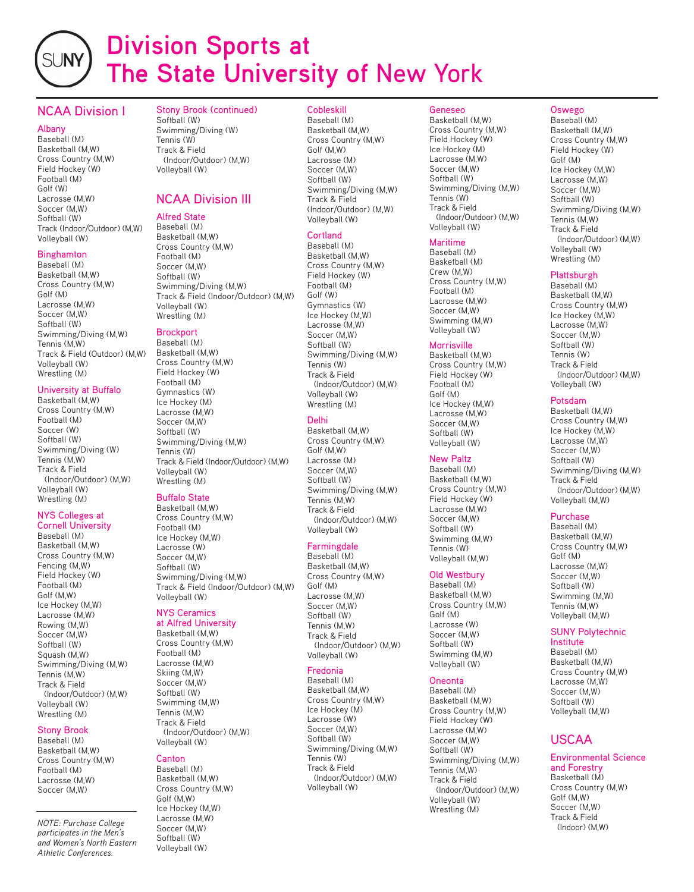# Division Sports at The State University of New York

## NCAA Division I

### Albany
Baseball (M)
Basketball (M,W)
Cross Country (M,W)
Field Hockey (W)
Football (M)
Golf (W)
Lacrosse (M,W)
Soccer (M,W)
Softball (W)
Track (Indoor/Outdoor) (M,W)
Volleyball (W)

### Binghamton
Baseball (M)
Basketball (M,W)
Cross Country (M,W)
Golf (M)
Lacrosse (M,W)
Soccer (M,W)
Softball (W)
Swimming/Diving (M,W)
Tennis (M,W)
Track & Field (Outdoor) (M,W)
Volleyball (W)
Wrestling (M)

### University at Buffalo
Basketball (M,W)
Cross Country (M,W)
Football (M)
Soccer (W)
Softball (W)
Swimming/Diving (W)
Tennis (M,W)
Track & Field (Indoor/Outdoor) (M,W)
Volleyball (W)
Wrestling (M)

### NYS Colleges at Cornell University
Baseball (M)
Basketball (M,W)
Cross Country (M,W)
Fencing (M,W)
Field Hockey (W)
Football (M)
Golf (M,W)
Ice Hockey (M,W)
Lacrosse (M,W)
Rowing (M,W)
Soccer (M,W)
Softball (W)
Squash (M,W)
Swimming/Diving (M,W)
Tennis (M,W)
Track & Field (Indoor/Outdoor) (M,W)
Volleyball (W)
Wrestling (M)

### Stony Brook
Baseball (M)
Basketball (M,W)
Cross Country (M,W)
Football (M)
Lacrosse (M,W)
Soccer (M,W)

*NOTE: Purchase College participates in the Men's and Women's North Eastern Athletic Conferences.*

### Stony Brook (continued)
Softball (W)
Swimming/Diving (W)
Tennis (W)
Track & Field (Indoor/Outdoor) (M,W)
Volleyball (W)

## NCAA Division III

### Alfred State
Baseball (M)
Basketball (M,W)
Cross Country (M,W)
Football (M)
Soccer (M,W)
Softball (W)
Swimming/Diving (M,W)
Track & Field (Indoor/Outdoor) (M,W)
Volleyball (W)
Wrestling (M)

### Brockport
Baseball (M)
Basketball (M,W)
Cross Country (M,W)
Field Hockey (W)
Football (M)
Gymnastics (W)
Ice Hockey (M)
Lacrosse (M,W)
Soccer (M,W)
Softball (W)
Swimming/Diving (M,W)
Tennis (W)
Track & Field (Indoor/Outdoor) (M,W)
Volleyball (W)
Wrestling (M)

### Buffalo State
Basketball (M,W)
Cross Country (M,W)
Football (M)
Ice Hockey (M,W)
Lacrosse (W)
Soccer (M,W)
Softball (W)
Swimming/Diving (M,W)
Track & Field (Indoor/Outdoor) (M,W)
Volleyball (W)

### NYS Ceramics at Alfred University
Basketball (M,W)
Cross Country (M,W)
Football (M)
Lacrosse (M,W)
Skiing (M,W)
Soccer (M,W)
Softball (W)
Swimming (M,W)
Tennis (M,W)
Track & Field (Indoor/Outdoor) (M,W)
Volleyball (W)

### Canton
Baseball (M)
Basketball (M,W)
Cross Country (M,W)
Golf (M,W)
Ice Hockey (M,W)
Lacrosse (M,W)
Soccer (M,W)
Softball (W)
Volleyball (W)

### Cobleskill
Baseball (M)
Basketball (M,W)
Cross Country (M,W)
Golf (M,W)
Lacrosse (M)
Soccer (M,W)
Softball (W)
Swimming/Diving (M,W)
Track & Field (Indoor/Outdoor) (M,W)
Volleyball (W)

### Cortland
Baseball (M)
Basketball (M,W)
Cross Country (M,W)
Field Hockey (W)
Football (M)
Golf (W)
Gymnastics (W)
Ice Hockey (M,W)
Lacrosse (M,W)
Soccer (M,W)
Softball (W)
Swimming/Diving (M,W)
Tennis (W)
Track & Field (Indoor/Outdoor) (M,W)
Volleyball (W)
Wrestling (M)

### Delhi
Basketball (M,W)
Cross Country (M,W)
Golf (M,W)
Lacrosse (M)
Soccer (M,W)
Softball (W)
Swimming/Diving (M,W)
Tennis (M,W)
Track & Field (Indoor/Outdoor) (M,W)
Volleyball (W)

### Farmingdale
Baseball (M)
Basketball (M,W)
Cross Country (M,W)
Golf (M)
Lacrosse (M,W)
Soccer (M,W)
Softball (W)
Tennis (M,W)
Track & Field (Indoor/Outdoor) (M,W)
Volleyball (W)

### Fredonia
Baseball (M)
Basketball (M,W)
Cross Country (M,W)
Ice Hockey (M)
Lacrosse (W)
Soccer (M,W)
Softball (W)
Swimming/Diving (M,W)
Tennis (W)
Track & Field (Indoor/Outdoor) (M,W)
Volleyball (W)

### Geneseo
Basketball (M,W)
Cross Country (M,W)
Field Hockey (W)
Ice Hockey (M)
Lacrosse (M,W)
Soccer (M,W)
Softball (W)
Swimming/Diving (M,W)
Tennis (W)
Track & Field (Indoor/Outdoor) (M,W)
Volleyball (W)

### Maritime
Baseball (M)
Basketball (M)
Crew (M,W)
Cross Country (M,W)
Football (M)
Lacrosse (M,W)
Soccer (M,W)
Swimming (M,W)
Volleyball (W)

### Morrisville
Basketball (M,W)
Cross Country (M,W)
Field Hockey (W)
Football (M)
Golf (M)
Ice Hockey (M,W)
Lacrosse (M,W)
Soccer (M,W)
Softball (W)
Volleyball (W)

### New Paltz
Baseball (M)
Basketball (M,W)
Cross Country (M,W)
Field Hockey (W)
Lacrosse (M,W)
Soccer (M,W)
Softball (W)
Swimming (M,W)
Tennis (W)
Volleyball (M,W)

### Old Westbury
Baseball (M)
Basketball (M,W)
Cross Country (M,W)
Golf (M)
Lacrosse (W)
Soccer (M,W)
Softball (W)
Swimming (M,W)
Volleyball (W)

### Oneonta
Baseball (M)
Basketball (M,W)
Cross Country (M,W)
Field Hockey (W)
Lacrosse (M,W)
Soccer (M,W)
Softball (W)
Swimming/Diving (M,W)
Tennis (M,W)
Track & Field (Indoor/Outdoor) (M,W)
Volleyball (W)
Wrestling (M)

### Oswego
Baseball (M)
Basketball (M,W)
Cross Country (M,W)
Field Hockey (W)
Golf (M)
Ice Hockey (M,W)
Lacrosse (M,W)
Soccer (M,W)
Softball (W)
Swimming/Diving (M,W)
Tennis (M,W)
Track & Field (Indoor/Outdoor) (M,W)
Volleyball (W)
Wrestling (M)

### Plattsburgh
Baseball (M)
Basketball (M,W)
Cross Country (M,W)
Ice Hockey (M,W)
Lacrosse (M,W)
Soccer (M,W)
Softball (W)
Tennis (W)
Track & Field (Indoor/Outdoor) (M,W)
Volleyball (W)

### Potsdam
Basketball (M,W)
Cross Country (M,W)
Ice Hockey (M,W)
Lacrosse (M,W)
Soccer (M,W)
Softball (W)
Swimming/Diving (M,W)
Track & Field (Indoor/Outdoor) (M,W)
Volleyball (M,W)

### Purchase
Baseball (M)
Basketball (M,W)
Cross Country (M,W)
Golf (M)
Lacrosse (M,W)
Soccer (M,W)
Softball (W)
Swimming (M,W)
Tennis (M,W)
Volleyball (M,W)

### SUNY Polytechnic Institute
Baseball (M)
Basketball (M,W)
Cross Country (M,W)
Lacrosse (M,W)
Soccer (M,W)
Softball (W)
Volleyball (M,W)

## USCAA

### Environmental Science and Forestry
Basketball (M)
Cross Country (M,W)
Golf (M,W)
Soccer (M,W)
Track & Field (Indoor) (M,W)